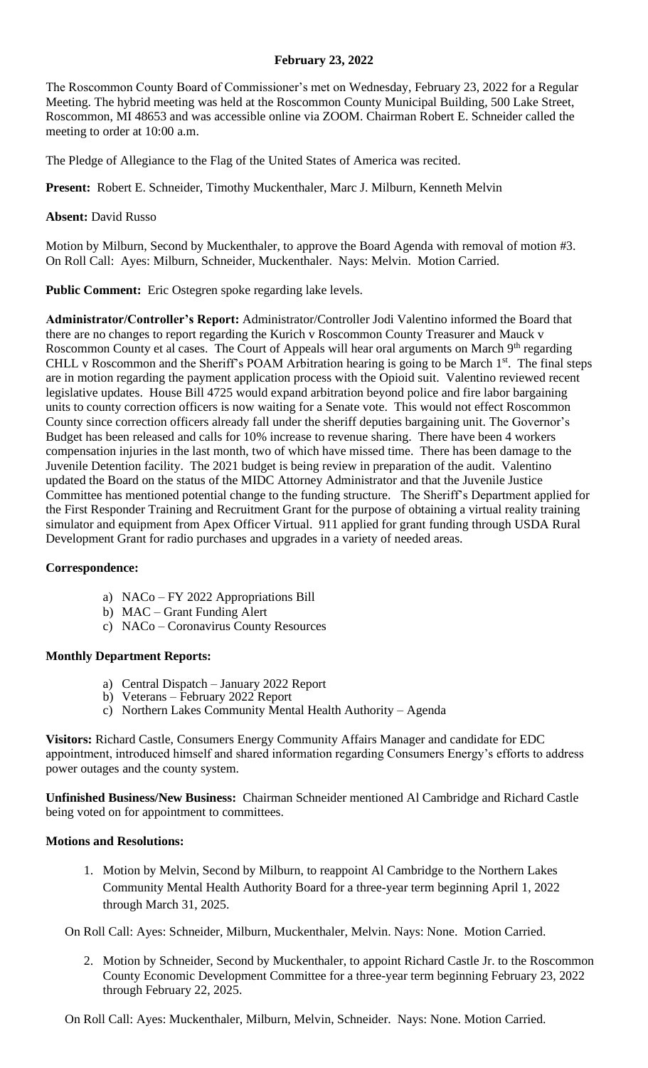# February 23, 2022

The Roscommon County Board of Commissioner's met on Wednesday, February 23, 2022 for a Regular Meeting. The hybrid meeting was held at the Roscommon County Municipal Building, 500 Lake Street, Roscommon, MI 48653 and was accessible online via ZOOM. Chairman Robert E. Schneider called the meeting to order at 10:00 a.m.

The Pledge of Allegiance to the Flag of the United States of America was recited.

**Present:** Robert E. Schneider, Timothy Muckenthaler, Marc J. Milburn, Kenneth Melvin

**Absent:** David Russo

Motion by Milburn, Second by Muckenthaler, to approve the Board Agenda with removal of motion #3. On Roll Call: Ayes: Milburn, Schneider, Muckenthaler. Nays: Melvin. Motion Carried.

**Public Comment:** Eric Ostegren spoke regarding lake levels.

**Administrator/Controller's Report:** Administrator/Controller Jodi Valentino informed the Board that there are no changes to report regarding the Kurich v Roscommon County Treasurer and Mauck v Roscommon County et al cases. The Court of Appeals will hear oral arguments on March 9th regarding CHLL v Roscommon and the Sheriff's POAM Arbitration hearing is going to be March 1st. The final steps are in motion regarding the payment application process with the Opioid suit. Valentino reviewed recent legislative updates. House Bill 4725 would expand arbitration beyond police and fire labor bargaining units to county correction officers is now waiting for a Senate vote. This would not effect Roscommon County since correction officers already fall under the sheriff deputies bargaining unit. The Governor's Budget has been released and calls for 10% increase to revenue sharing. There have been 4 workers compensation injuries in the last month, two of which have missed time. There has been damage to the Juvenile Detention facility. The 2021 budget is being review in preparation of the audit. Valentino updated the Board on the status of the MIDC Attorney Administrator and that the Juvenile Justice Committee has mentioned potential change to the funding structure. The Sheriff's Department applied for the First Responder Training and Recruitment Grant for the purpose of obtaining a virtual reality training simulator and equipment from Apex Officer Virtual. 911 applied for grant funding through USDA Rural Development Grant for radio purchases and upgrades in a variety of needed areas.

**Correspondence:**

a) NACo – FY 2022 Appropriations Bill
b) MAC – Grant Funding Alert
c) NACo – Coronavirus County Resources

**Monthly Department Reports:**

a) Central Dispatch – January 2022 Report
b) Veterans – February 2022 Report
c) Northern Lakes Community Mental Health Authority – Agenda

**Visitors:** Richard Castle, Consumers Energy Community Affairs Manager and candidate for EDC appointment, introduced himself and shared information regarding Consumers Energy's efforts to address power outages and the county system.

**Unfinished Business/New Business:** Chairman Schneider mentioned Al Cambridge and Richard Castle being voted on for appointment to committees.

**Motions and Resolutions:**

1. Motion by Melvin, Second by Milburn, to reappoint Al Cambridge to the Northern Lakes Community Mental Health Authority Board for a three-year term beginning April 1, 2022 through March 31, 2025.

On Roll Call: Ayes: Schneider, Milburn, Muckenthaler, Melvin. Nays: None. Motion Carried.

2. Motion by Schneider, Second by Muckenthaler, to appoint Richard Castle Jr. to the Roscommon County Economic Development Committee for a three-year term beginning February 23, 2022 through February 22, 2025.

On Roll Call: Ayes: Muckenthaler, Milburn, Melvin, Schneider. Nays: None. Motion Carried.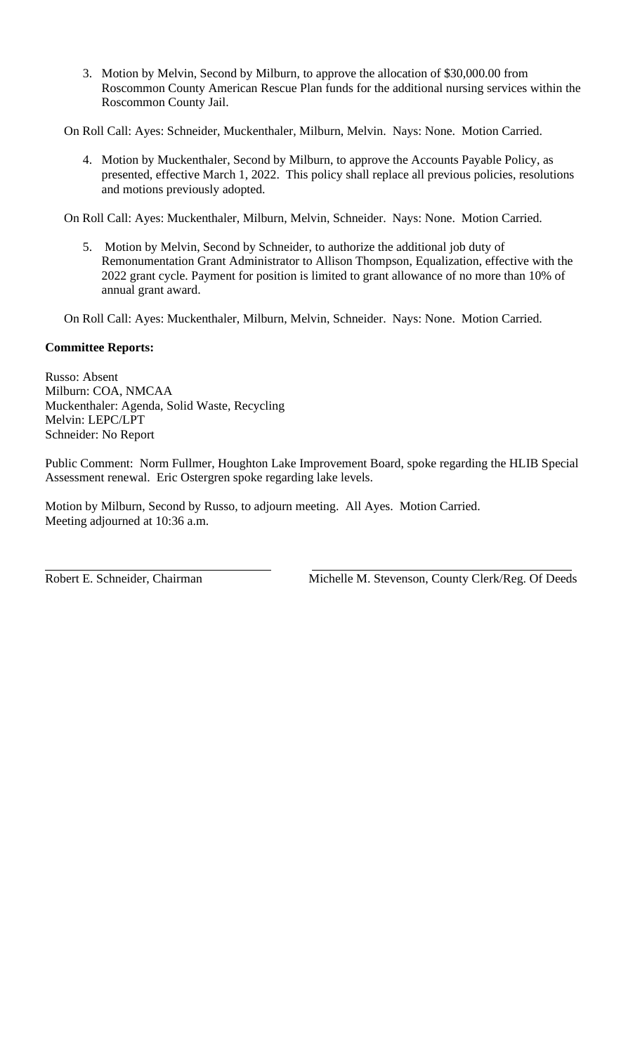3. Motion by Melvin, Second by Milburn, to approve the allocation of $30,000.00 from Roscommon County American Rescue Plan funds for the additional nursing services within the Roscommon County Jail.

On Roll Call: Ayes: Schneider, Muckenthaler, Milburn, Melvin. Nays: None. Motion Carried.

4. Motion by Muckenthaler, Second by Milburn, to approve the Accounts Payable Policy, as presented, effective March 1, 2022. This policy shall replace all previous policies, resolutions and motions previously adopted.

On Roll Call: Ayes: Muckenthaler, Milburn, Melvin, Schneider. Nays: None. Motion Carried.

5. Motion by Melvin, Second by Schneider, to authorize the additional job duty of Remonumentation Grant Administrator to Allison Thompson, Equalization, effective with the 2022 grant cycle. Payment for position is limited to grant allowance of no more than 10% of annual grant award.

On Roll Call: Ayes: Muckenthaler, Milburn, Melvin, Schneider. Nays: None. Motion Carried.

**Committee Reports:**

Russo: Absent
Milburn: COA, NMCAA
Muckenthaler: Agenda, Solid Waste, Recycling
Melvin: LEPC/LPT
Schneider: No Report

Public Comment: Norm Fullmer, Houghton Lake Improvement Board, spoke regarding the HLIB Special Assessment renewal. Eric Ostergren spoke regarding lake levels.

Motion by Milburn, Second by Russo, to adjourn meeting. All Ayes. Motion Carried.
Meeting adjourned at 10:36 a.m.

Robert E. Schneider, Chairman

Michelle M. Stevenson, County Clerk/Reg. Of Deeds